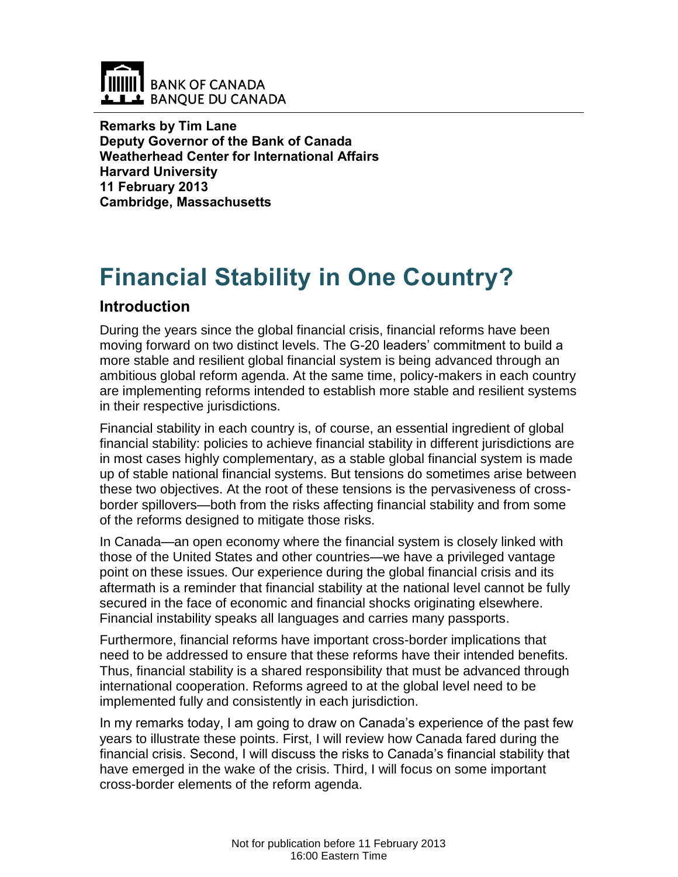BANK OF CANADA
BANQUE DU CANADA

**Remarks by Tim Lane**
**Deputy Governor of the Bank of Canada**
**Weatherhead Center for International Affairs**
**Harvard University**
**11 February 2013**
**Cambridge, Massachusetts**

# Financial Stability in One Country?

## Introduction

During the years since the global financial crisis, financial reforms have been moving forward on two distinct levels. The G-20 leaders' commitment to build a more stable and resilient global financial system is being advanced through an ambitious global reform agenda. At the same time, policy-makers in each country are implementing reforms intended to establish more stable and resilient systems in their respective jurisdictions.

Financial stability in each country is, of course, an essential ingredient of global financial stability: policies to achieve financial stability in different jurisdictions are in most cases highly complementary, as a stable global financial system is made up of stable national financial systems. But tensions do sometimes arise between these two objectives. At the root of these tensions is the pervasiveness of cross-border spillovers—both from the risks affecting financial stability and from some of the reforms designed to mitigate those risks.

In Canada—an open economy where the financial system is closely linked with those of the United States and other countries—we have a privileged vantage point on these issues. Our experience during the global financial crisis and its aftermath is a reminder that financial stability at the national level cannot be fully secured in the face of economic and financial shocks originating elsewhere. Financial instability speaks all languages and carries many passports.

Furthermore, financial reforms have important cross-border implications that need to be addressed to ensure that these reforms have their intended benefits. Thus, financial stability is a shared responsibility that must be advanced through international cooperation. Reforms agreed to at the global level need to be implemented fully and consistently in each jurisdiction.

In my remarks today, I am going to draw on Canada's experience of the past few years to illustrate these points. First, I will review how Canada fared during the financial crisis. Second, I will discuss the risks to Canada's financial stability that have emerged in the wake of the crisis. Third, I will focus on some important cross-border elements of the reform agenda.

Not for publication before 11 February 2013
16:00 Eastern Time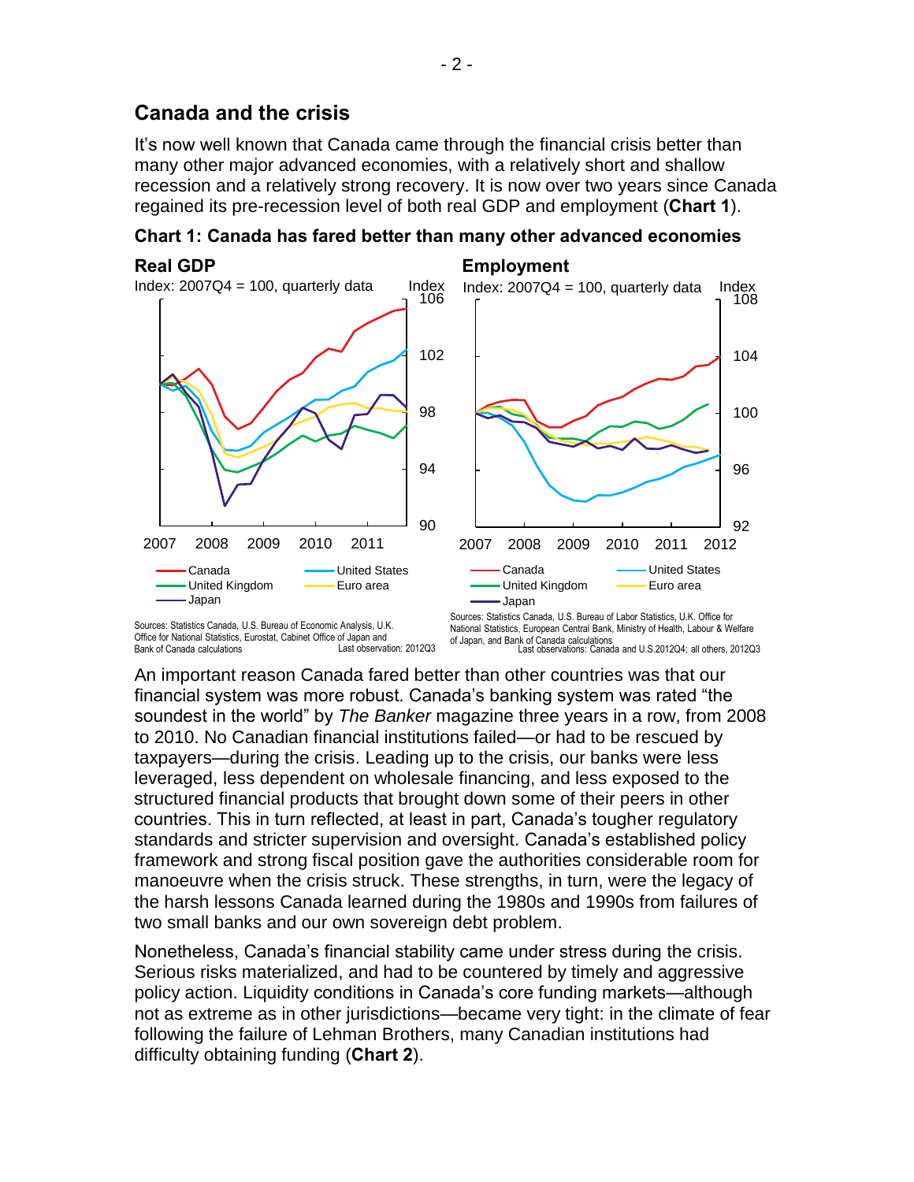## Canada and the crisis

It's now well known that Canada came through the financial crisis better than many other major advanced economies, with a relatively short and shallow recession and a relatively strong recovery. It is now over two years since Canada regained its pre-recession level of both real GDP and employment (**Chart 1**).

**Chart 1: Canada has fared better than many other advanced economies**

**Real GDP**

Index: 2007Q4 = 100, quarterly data

Sources: Statistics Canada, U.S. Bureau of Economic Analysis, U.K. Office for National Statistics, Eurostat, Cabinet Office of Japan and Bank of Canada calculations

Last observation: 2012Q3

**Employment**

Index: 2007Q4 = 100, quarterly data

Sources: Statistics Canada, U.S. Bureau of Labor Statistics, U.K. Office for National Statistics, European Central Bank, Ministry of Health, Labour & Welfare of Japan, and Bank of Canada calculations

Last observations: Canada and U.S.2012Q4; all others, 2012Q3

An important reason Canada fared better than other countries was that our financial system was more robust. Canada's banking system was rated "the soundest in the world" by *The Banker* magazine three years in a row, from 2008 to 2010. No Canadian financial institutions failed—or had to be rescued by taxpayers—during the crisis. Leading up to the crisis, our banks were less leveraged, less dependent on wholesale financing, and less exposed to the structured financial products that brought down some of their peers in other countries. This in turn reflected, at least in part, Canada's tougher regulatory standards and stricter supervision and oversight. Canada's established policy framework and strong fiscal position gave the authorities considerable room for manoeuvre when the crisis struck. These strengths, in turn, were the legacy of the harsh lessons Canada learned during the 1980s and 1990s from failures of two small banks and our own sovereign debt problem.

Nonetheless, Canada's financial stability came under stress during the crisis. Serious risks materialized, and had to be countered by timely and aggressive policy action. Liquidity conditions in Canada's core funding markets—although not as extreme as in other jurisdictions—became very tight: in the climate of fear following the failure of Lehman Brothers, many Canadian institutions had difficulty obtaining funding (**Chart 2**).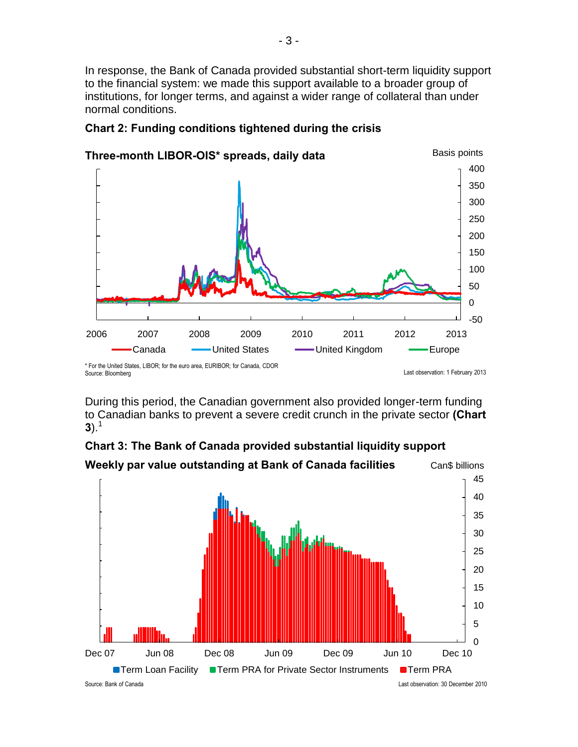In response, the Bank of Canada provided substantial short-term liquidity support to the financial system: we made this support available to a broader group of institutions, for longer terms, and against a wider range of collateral than under normal conditions.

**Chart 2: Funding conditions tightened during the crisis**

**Three-month LIBOR-OIS* spreads, daily data**

* For the United States, LIBOR; for the euro area, EURIBOR; for Canada, CDOR
Source: Bloomberg

Last observation: 1 February 2013

During this period, the Canadian government also provided longer-term funding to Canadian banks to prevent a severe credit crunch in the private sector **(Chart 3)**.[1]

**Chart 3: The Bank of Canada provided substantial liquidity support**

**Weekly par value outstanding at Bank of Canada facilities**

Source: Bank of Canada

Last observation: 30 December 2010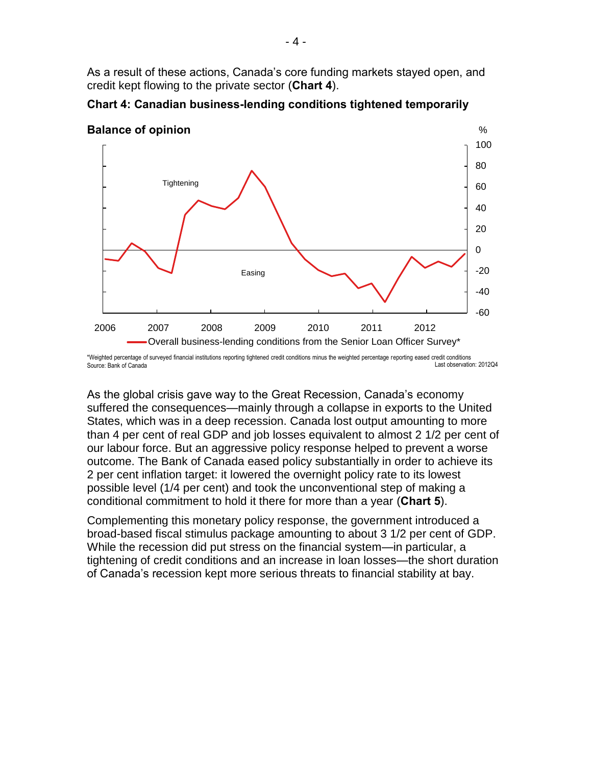As a result of these actions, Canada's core funding markets stayed open, and credit kept flowing to the private sector (**Chart 4**).

**Chart 4: Canadian business-lending conditions tightened temporarily**

**Balance of opinion**

Overall business-lending conditions from the Senior Loan Officer Survey*

*Weighted percentage of surveyed financial institutions reporting tightened credit conditions minus the weighted percentage reporting eased credit conditions
Source: Bank of Canada
Last observation: 2012Q4

As the global crisis gave way to the Great Recession, Canada's economy suffered the consequences—mainly through a collapse in exports to the United States, which was in a deep recession. Canada lost output amounting to more than 4 per cent of real GDP and job losses equivalent to almost 2 1/2 per cent of our labour force. But an aggressive policy response helped to prevent a worse outcome. The Bank of Canada eased policy substantially in order to achieve its 2 per cent inflation target: it lowered the overnight policy rate to its lowest possible level (1/4 per cent) and took the unconventional step of making a conditional commitment to hold it there for more than a year (**Chart 5**).

Complementing this monetary policy response, the government introduced a broad-based fiscal stimulus package amounting to about 3 1/2 per cent of GDP. While the recession did put stress on the financial system—in particular, a tightening of credit conditions and an increase in loan losses—the short duration of Canada's recession kept more serious threats to financial stability at bay.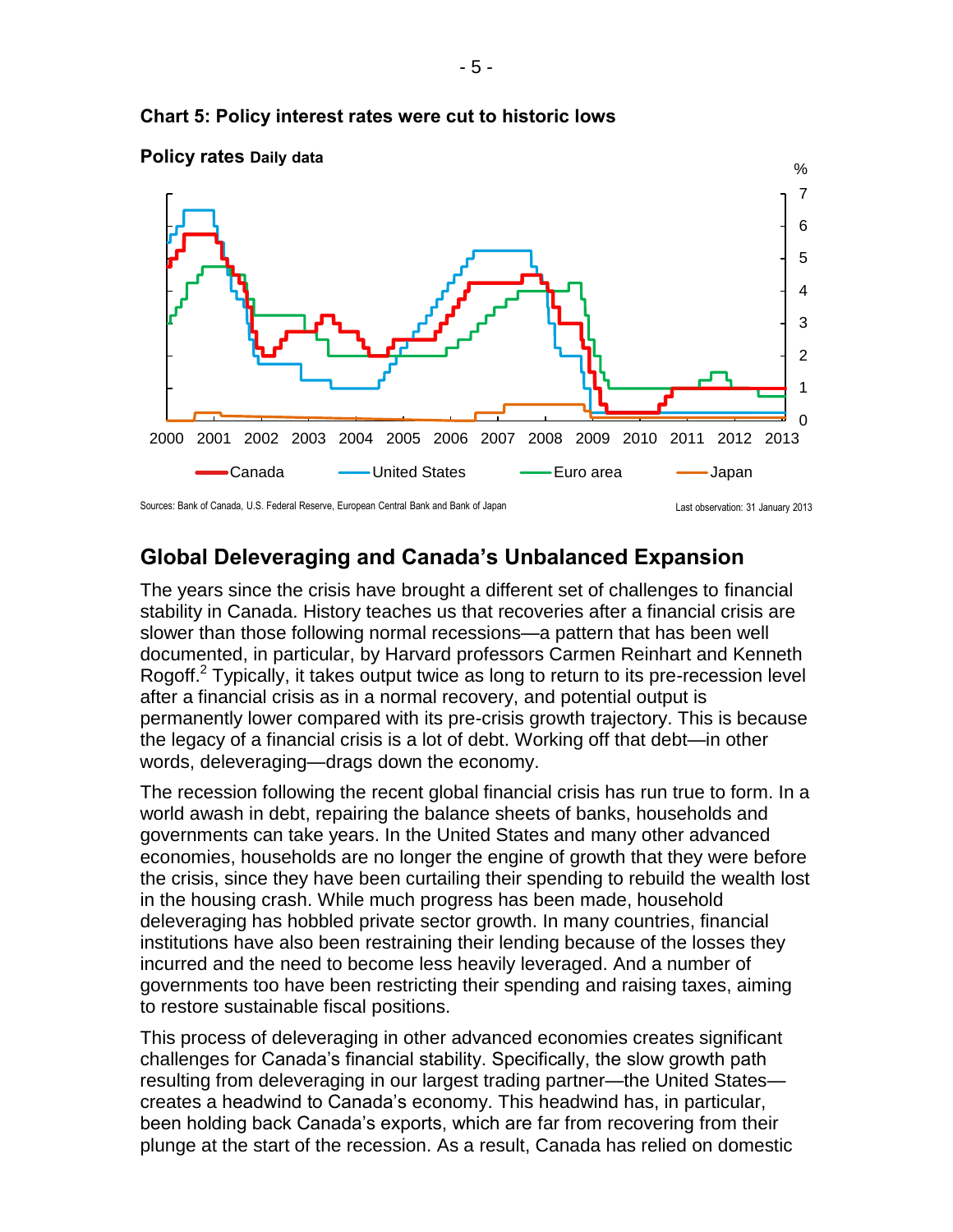**Chart 5: Policy interest rates were cut to historic lows**

**Policy rates** Daily data

Sources: Bank of Canada, U.S. Federal Reserve, European Central Bank and Bank of Japan

Last observation: 31 January 2013

## Global Deleveraging and Canada's Unbalanced Expansion

The years since the crisis have brought a different set of challenges to financial stability in Canada. History teaches us that recoveries after a financial crisis are slower than those following normal recessions—a pattern that has been well documented, in particular, by Harvard professors Carmen Reinhart and Kenneth Rogoff.[2] Typically, it takes output twice as long to return to its pre-recession level after a financial crisis as in a normal recovery, and potential output is permanently lower compared with its pre-crisis growth trajectory. This is because the legacy of a financial crisis is a lot of debt. Working off that debt—in other words, deleveraging—drags down the economy.

The recession following the recent global financial crisis has run true to form. In a world awash in debt, repairing the balance sheets of banks, households and governments can take years. In the United States and many other advanced economies, households are no longer the engine of growth that they were before the crisis, since they have been curtailing their spending to rebuild the wealth lost in the housing crash. While much progress has been made, household deleveraging has hobbled private sector growth. In many countries, financial institutions have also been restraining their lending because of the losses they incurred and the need to become less heavily leveraged. And a number of governments too have been restricting their spending and raising taxes, aiming to restore sustainable fiscal positions.

This process of deleveraging in other advanced economies creates significant challenges for Canada's financial stability. Specifically, the slow growth path resulting from deleveraging in our largest trading partner—the United States—creates a headwind to Canada's economy. This headwind has, in particular, been holding back Canada's exports, which are far from recovering from their plunge at the start of the recession. As a result, Canada has relied on domestic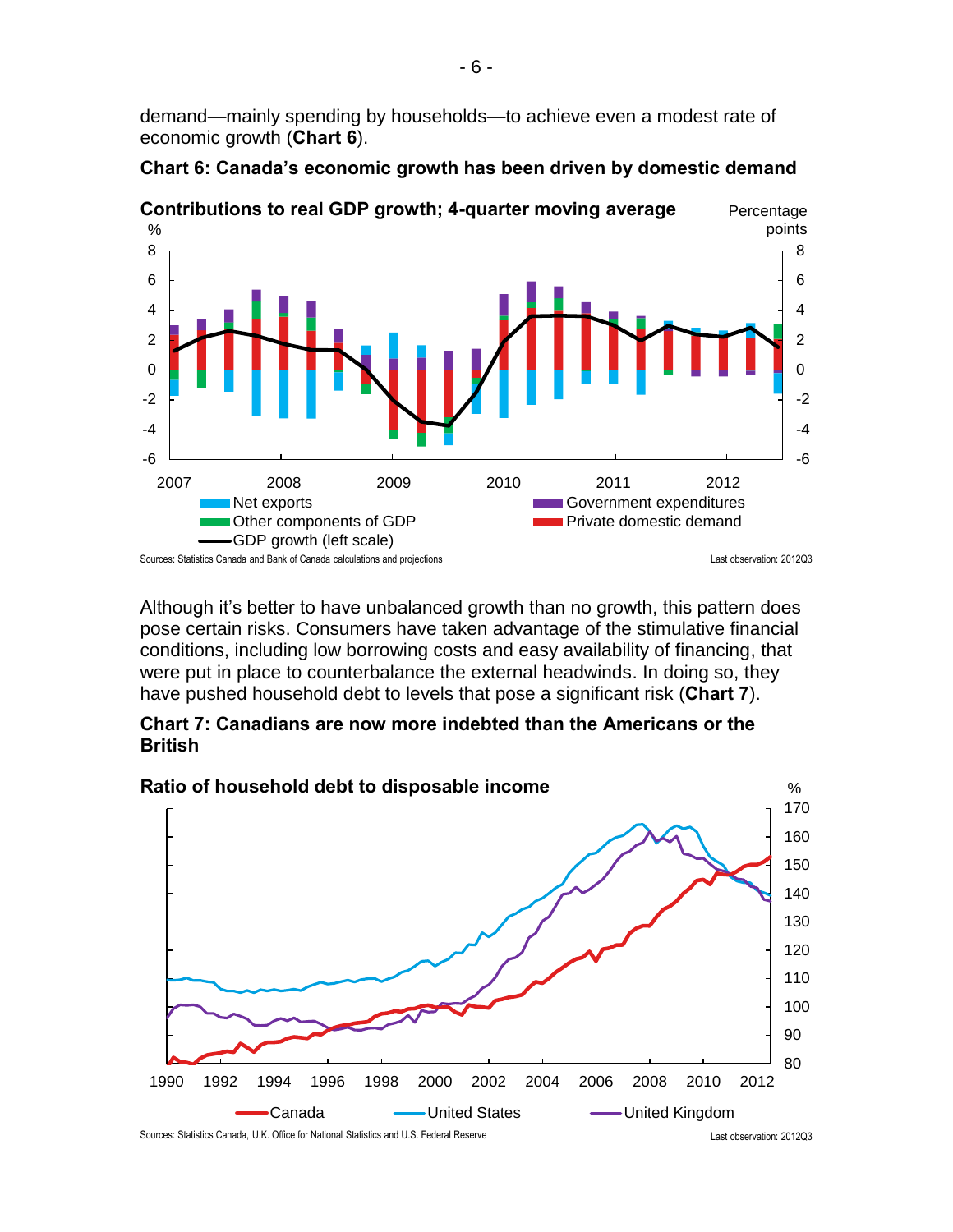demand—mainly spending by households—to achieve even a modest rate of economic growth (**Chart 6**).

**Chart 6: Canada's economic growth has been driven by domestic demand**

**Contributions to real GDP growth; 4-quarter moving average**

Sources: Statistics Canada and Bank of Canada calculations and projections

Last observation: 2012Q3

Although it's better to have unbalanced growth than no growth, this pattern does pose certain risks. Consumers have taken advantage of the stimulative financial conditions, including low borrowing costs and easy availability of financing, that were put in place to counterbalance the external headwinds. In doing so, they have pushed household debt to levels that pose a significant risk (**Chart 7**).

**Chart 7: Canadians are now more indebted than the Americans or the British**

**Ratio of household debt to disposable income**

Sources: Statistics Canada, U.K. Office for National Statistics and U.S. Federal Reserve

Last observation: 2012Q3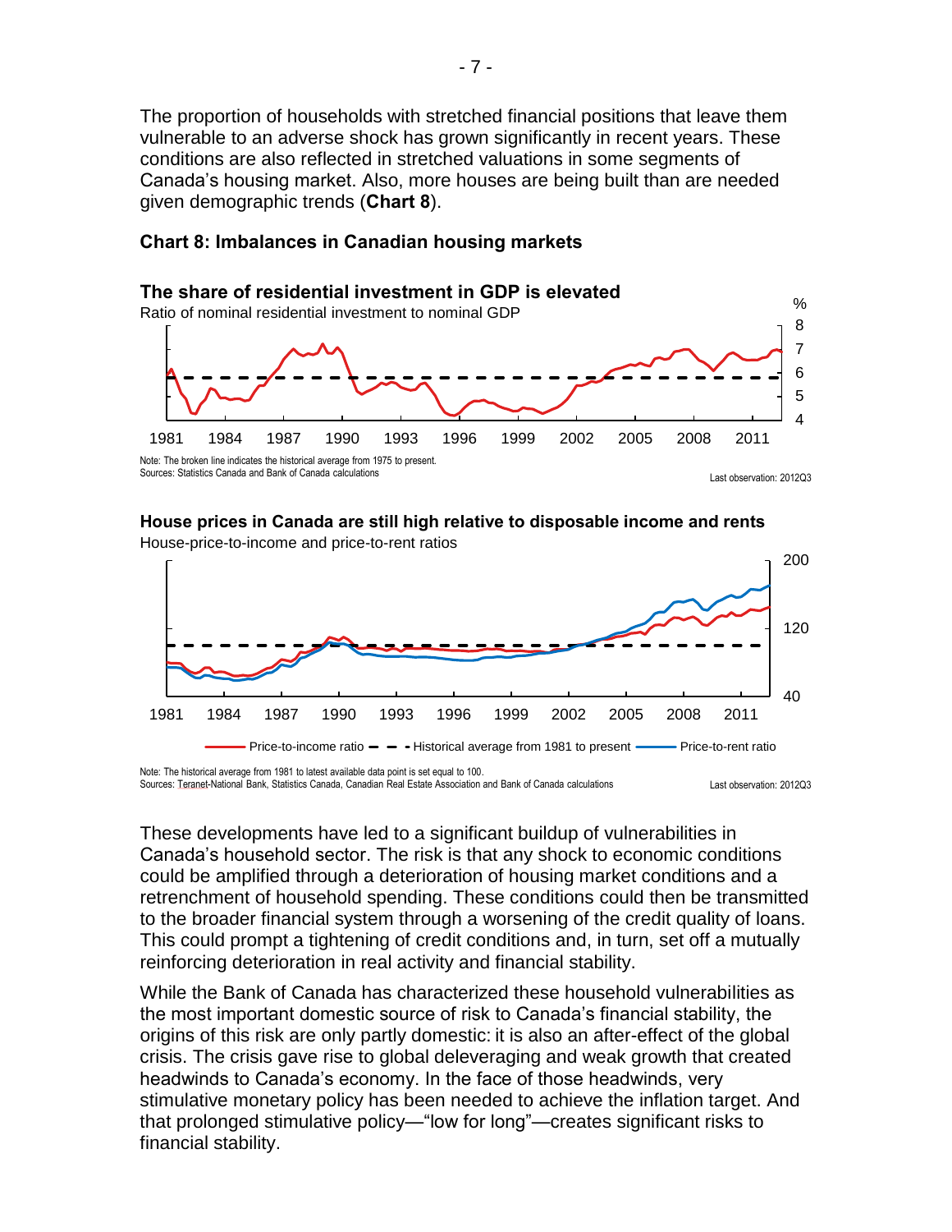The proportion of households with stretched financial positions that leave them vulnerable to an adverse shock has grown significantly in recent years. These conditions are also reflected in stretched valuations in some segments of Canada's housing market. Also, more houses are being built than are needed given demographic trends (**Chart 8**).

**Chart 8: Imbalances in Canadian housing markets**

**The share of residential investment in GDP is elevated**

Ratio of nominal residential investment to nominal GDP

Note: The broken line indicates the historical average from 1975 to present.
Sources: Statistics Canada and Bank of Canada calculations

Last observation: 2012Q3

**House prices in Canada are still high relative to disposable income and rents**

House-price-to-income and price-to-rent ratios

Note: The historical average from 1981 to latest available data point is set equal to 100.
Sources: Teranet-National Bank, Statistics Canada, Canadian Real Estate Association and Bank of Canada calculations

Last observation: 2012Q3

These developments have led to a significant buildup of vulnerabilities in Canada's household sector. The risk is that any shock to economic conditions could be amplified through a deterioration of housing market conditions and a retrenchment of household spending. These conditions could then be transmitted to the broader financial system through a worsening of the credit quality of loans. This could prompt a tightening of credit conditions and, in turn, set off a mutually reinforcing deterioration in real activity and financial stability.

While the Bank of Canada has characterized these household vulnerabilities as the most important domestic source of risk to Canada's financial stability, the origins of this risk are only partly domestic: it is also an after-effect of the global crisis. The crisis gave rise to global deleveraging and weak growth that created headwinds to Canada's economy. In the face of those headwinds, very stimulative monetary policy has been needed to achieve the inflation target. And that prolonged stimulative policy—"low for long"—creates significant risks to financial stability.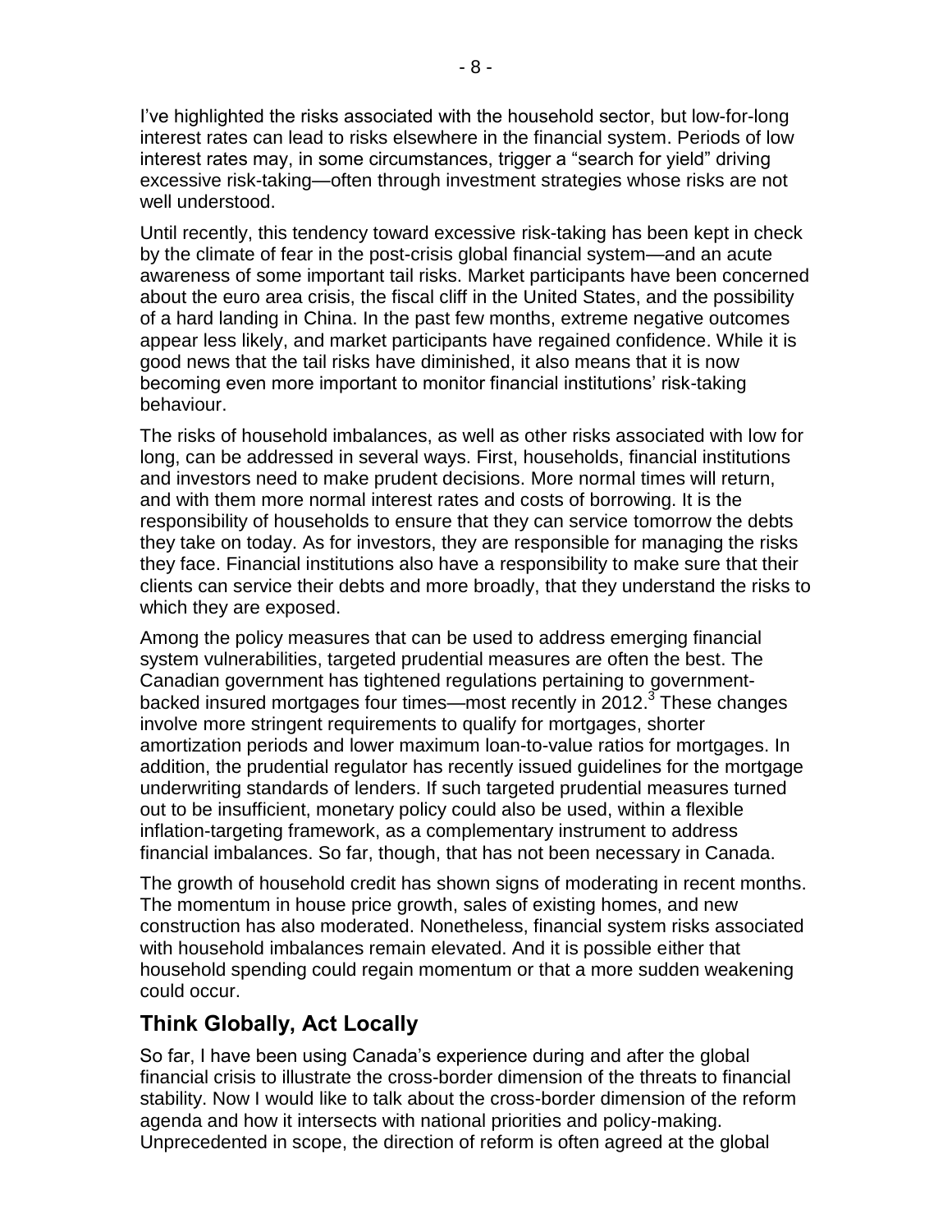I've highlighted the risks associated with the household sector, but low-for-long interest rates can lead to risks elsewhere in the financial system. Periods of low interest rates may, in some circumstances, trigger a "search for yield" driving excessive risk-taking—often through investment strategies whose risks are not well understood.

Until recently, this tendency toward excessive risk-taking has been kept in check by the climate of fear in the post-crisis global financial system—and an acute awareness of some important tail risks. Market participants have been concerned about the euro area crisis, the fiscal cliff in the United States, and the possibility of a hard landing in China. In the past few months, extreme negative outcomes appear less likely, and market participants have regained confidence. While it is good news that the tail risks have diminished, it also means that it is now becoming even more important to monitor financial institutions' risk-taking behaviour.

The risks of household imbalances, as well as other risks associated with low for long, can be addressed in several ways. First, households, financial institutions and investors need to make prudent decisions. More normal times will return, and with them more normal interest rates and costs of borrowing. It is the responsibility of households to ensure that they can service tomorrow the debts they take on today. As for investors, they are responsible for managing the risks they face. Financial institutions also have a responsibility to make sure that their clients can service their debts and more broadly, that they understand the risks to which they are exposed.

Among the policy measures that can be used to address emerging financial system vulnerabilities, targeted prudential measures are often the best. The Canadian government has tightened regulations pertaining to government-backed insured mortgages four times—most recently in 2012.[3] These changes involve more stringent requirements to qualify for mortgages, shorter amortization periods and lower maximum loan-to-value ratios for mortgages. In addition, the prudential regulator has recently issued guidelines for the mortgage underwriting standards of lenders. If such targeted prudential measures turned out to be insufficient, monetary policy could also be used, within a flexible inflation-targeting framework, as a complementary instrument to address financial imbalances. So far, though, that has not been necessary in Canada.

The growth of household credit has shown signs of moderating in recent months. The momentum in house price growth, sales of existing homes, and new construction has also moderated. Nonetheless, financial system risks associated with household imbalances remain elevated. And it is possible either that household spending could regain momentum or that a more sudden weakening could occur.

## Think Globally, Act Locally

So far, I have been using Canada's experience during and after the global financial crisis to illustrate the cross-border dimension of the threats to financial stability. Now I would like to talk about the cross-border dimension of the reform agenda and how it intersects with national priorities and policy-making. Unprecedented in scope, the direction of reform is often agreed at the global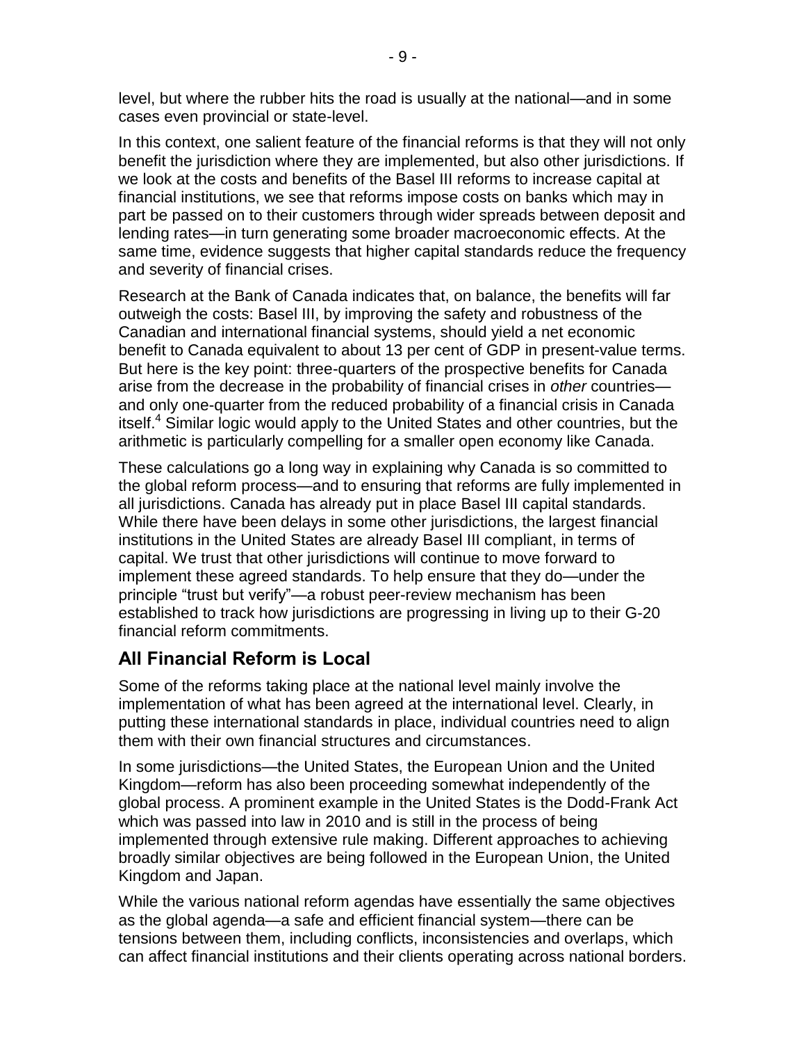level, but where the rubber hits the road is usually at the national—and in some cases even provincial or state-level.

In this context, one salient feature of the financial reforms is that they will not only benefit the jurisdiction where they are implemented, but also other jurisdictions. If we look at the costs and benefits of the Basel III reforms to increase capital at financial institutions, we see that reforms impose costs on banks which may in part be passed on to their customers through wider spreads between deposit and lending rates—in turn generating some broader macroeconomic effects. At the same time, evidence suggests that higher capital standards reduce the frequency and severity of financial crises.

Research at the Bank of Canada indicates that, on balance, the benefits will far outweigh the costs: Basel III, by improving the safety and robustness of the Canadian and international financial systems, should yield a net economic benefit to Canada equivalent to about 13 per cent of GDP in present-value terms. But here is the key point: three-quarters of the prospective benefits for Canada arise from the decrease in the probability of financial crises in *other* countries—and only one-quarter from the reduced probability of a financial crisis in Canada itself.[4] Similar logic would apply to the United States and other countries, but the arithmetic is particularly compelling for a smaller open economy like Canada.

These calculations go a long way in explaining why Canada is so committed to the global reform process—and to ensuring that reforms are fully implemented in all jurisdictions. Canada has already put in place Basel III capital standards. While there have been delays in some other jurisdictions, the largest financial institutions in the United States are already Basel III compliant, in terms of capital. We trust that other jurisdictions will continue to move forward to implement these agreed standards. To help ensure that they do—under the principle "trust but verify"—a robust peer-review mechanism has been established to track how jurisdictions are progressing in living up to their G-20 financial reform commitments.

## All Financial Reform is Local

Some of the reforms taking place at the national level mainly involve the implementation of what has been agreed at the international level. Clearly, in putting these international standards in place, individual countries need to align them with their own financial structures and circumstances.

In some jurisdictions—the United States, the European Union and the United Kingdom—reform has also been proceeding somewhat independently of the global process. A prominent example in the United States is the Dodd-Frank Act which was passed into law in 2010 and is still in the process of being implemented through extensive rule making. Different approaches to achieving broadly similar objectives are being followed in the European Union, the United Kingdom and Japan.

While the various national reform agendas have essentially the same objectives as the global agenda—a safe and efficient financial system—there can be tensions between them, including conflicts, inconsistencies and overlaps, which can affect financial institutions and their clients operating across national borders.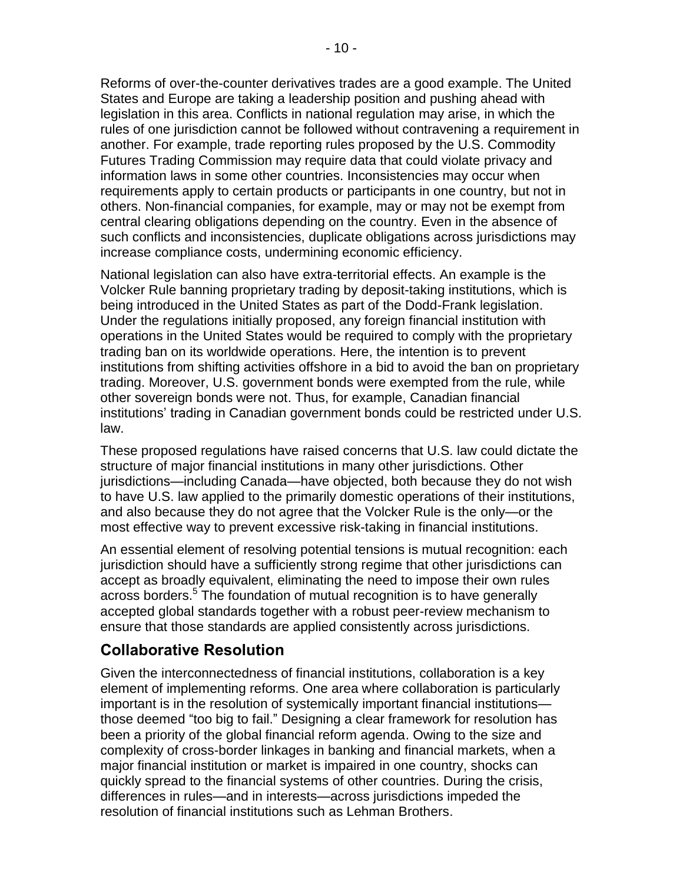Reforms of over-the-counter derivatives trades are a good example. The United States and Europe are taking a leadership position and pushing ahead with legislation in this area. Conflicts in national regulation may arise, in which the rules of one jurisdiction cannot be followed without contravening a requirement in another. For example, trade reporting rules proposed by the U.S. Commodity Futures Trading Commission may require data that could violate privacy and information laws in some other countries. Inconsistencies may occur when requirements apply to certain products or participants in one country, but not in others. Non-financial companies, for example, may or may not be exempt from central clearing obligations depending on the country. Even in the absence of such conflicts and inconsistencies, duplicate obligations across jurisdictions may increase compliance costs, undermining economic efficiency.

National legislation can also have extra-territorial effects. An example is the Volcker Rule banning proprietary trading by deposit-taking institutions, which is being introduced in the United States as part of the Dodd-Frank legislation. Under the regulations initially proposed, any foreign financial institution with operations in the United States would be required to comply with the proprietary trading ban on its worldwide operations. Here, the intention is to prevent institutions from shifting activities offshore in a bid to avoid the ban on proprietary trading. Moreover, U.S. government bonds were exempted from the rule, while other sovereign bonds were not. Thus, for example, Canadian financial institutions' trading in Canadian government bonds could be restricted under U.S. law.

These proposed regulations have raised concerns that U.S. law could dictate the structure of major financial institutions in many other jurisdictions. Other jurisdictions—including Canada—have objected, both because they do not wish to have U.S. law applied to the primarily domestic operations of their institutions, and also because they do not agree that the Volcker Rule is the only—or the most effective way to prevent excessive risk-taking in financial institutions.

An essential element of resolving potential tensions is mutual recognition: each jurisdiction should have a sufficiently strong regime that other jurisdictions can accept as broadly equivalent, eliminating the need to impose their own rules across borders.[5] The foundation of mutual recognition is to have generally accepted global standards together with a robust peer-review mechanism to ensure that those standards are applied consistently across jurisdictions.

## Collaborative Resolution

Given the interconnectedness of financial institutions, collaboration is a key element of implementing reforms. One area where collaboration is particularly important is in the resolution of systemically important financial institutions—those deemed "too big to fail." Designing a clear framework for resolution has been a priority of the global financial reform agenda. Owing to the size and complexity of cross-border linkages in banking and financial markets, when a major financial institution or market is impaired in one country, shocks can quickly spread to the financial systems of other countries. During the crisis, differences in rules—and in interests—across jurisdictions impeded the resolution of financial institutions such as Lehman Brothers.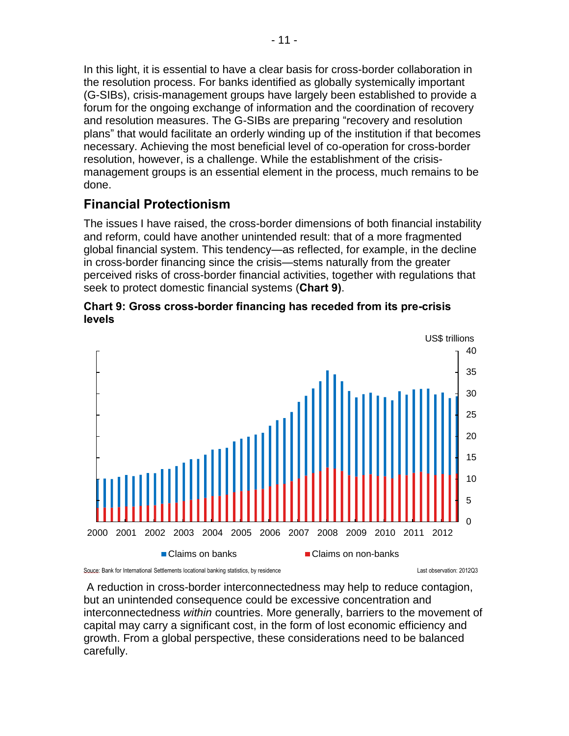In this light, it is essential to have a clear basis for cross-border collaboration in the resolution process. For banks identified as globally systemically important (G-SIBs), crisis-management groups have largely been established to provide a forum for the ongoing exchange of information and the coordination of recovery and resolution measures. The G-SIBs are preparing "recovery and resolution plans" that would facilitate an orderly winding up of the institution if that becomes necessary. Achieving the most beneficial level of co-operation for cross-border resolution, however, is a challenge. While the establishment of the crisis-management groups is an essential element in the process, much remains to be done.

## Financial Protectionism

The issues I have raised, the cross-border dimensions of both financial instability and reform, could have another unintended result: that of a more fragmented global financial system. This tendency—as reflected, for example, in the decline in cross-border financing since the crisis—stems naturally from the greater perceived risks of cross-border financial activities, together with regulations that seek to protect domestic financial systems (**Chart 9**).

**Chart 9: Gross cross-border financing has receded from its pre-crisis levels**

US$ trillions

Claims on banks | Claims on non-banks

Souce: Bank for International Settlements locational banking statistics, by residence

Last observation: 2012Q3

A reduction in cross-border interconnectedness may help to reduce contagion, but an unintended consequence could be excessive concentration and interconnectedness *within* countries. More generally, barriers to the movement of capital may carry a significant cost, in the form of lost economic efficiency and growth. From a global perspective, these considerations need to be balanced carefully.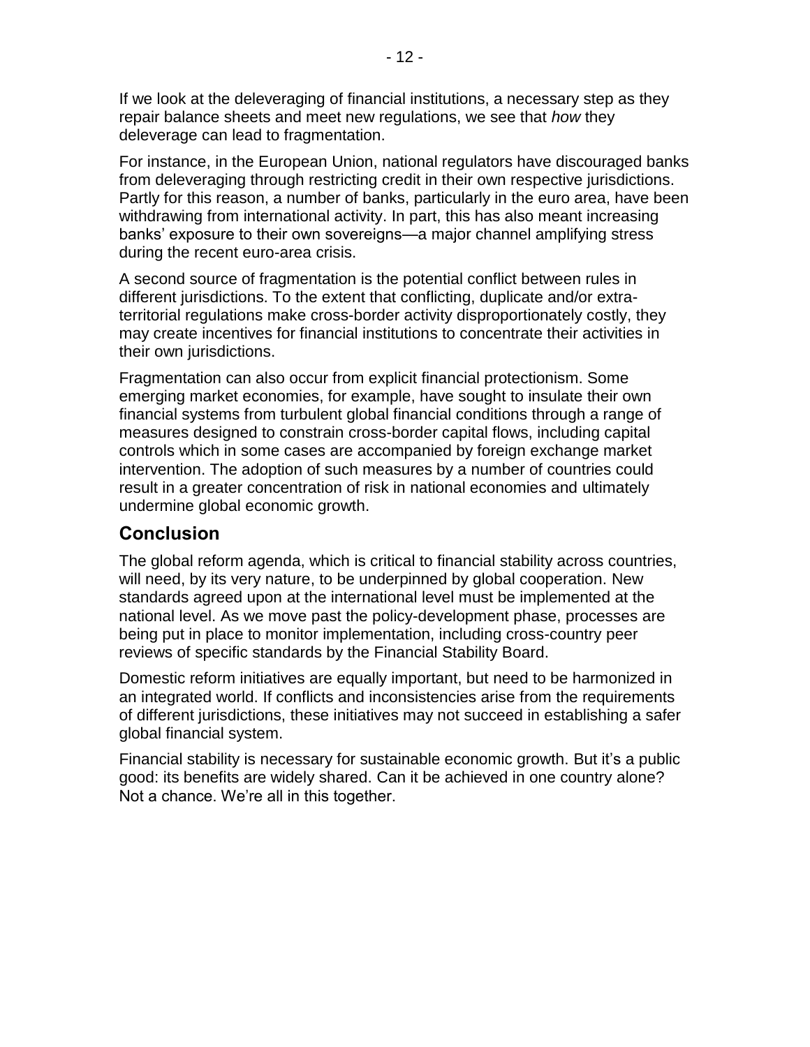If we look at the deleveraging of financial institutions, a necessary step as they repair balance sheets and meet new regulations, we see that *how* they deleverage can lead to fragmentation.

For instance, in the European Union, national regulators have discouraged banks from deleveraging through restricting credit in their own respective jurisdictions. Partly for this reason, a number of banks, particularly in the euro area, have been withdrawing from international activity. In part, this has also meant increasing banks' exposure to their own sovereigns—a major channel amplifying stress during the recent euro-area crisis.

A second source of fragmentation is the potential conflict between rules in different jurisdictions. To the extent that conflicting, duplicate and/or extra-territorial regulations make cross-border activity disproportionately costly, they may create incentives for financial institutions to concentrate their activities in their own jurisdictions.

Fragmentation can also occur from explicit financial protectionism. Some emerging market economies, for example, have sought to insulate their own financial systems from turbulent global financial conditions through a range of measures designed to constrain cross-border capital flows, including capital controls which in some cases are accompanied by foreign exchange market intervention. The adoption of such measures by a number of countries could result in a greater concentration of risk in national economies and ultimately undermine global economic growth.

## Conclusion

The global reform agenda, which is critical to financial stability across countries, will need, by its very nature, to be underpinned by global cooperation. New standards agreed upon at the international level must be implemented at the national level. As we move past the policy-development phase, processes are being put in place to monitor implementation, including cross-country peer reviews of specific standards by the Financial Stability Board.

Domestic reform initiatives are equally important, but need to be harmonized in an integrated world. If conflicts and inconsistencies arise from the requirements of different jurisdictions, these initiatives may not succeed in establishing a safer global financial system.

Financial stability is necessary for sustainable economic growth. But it's a public good: its benefits are widely shared. Can it be achieved in one country alone? Not a chance. We're all in this together.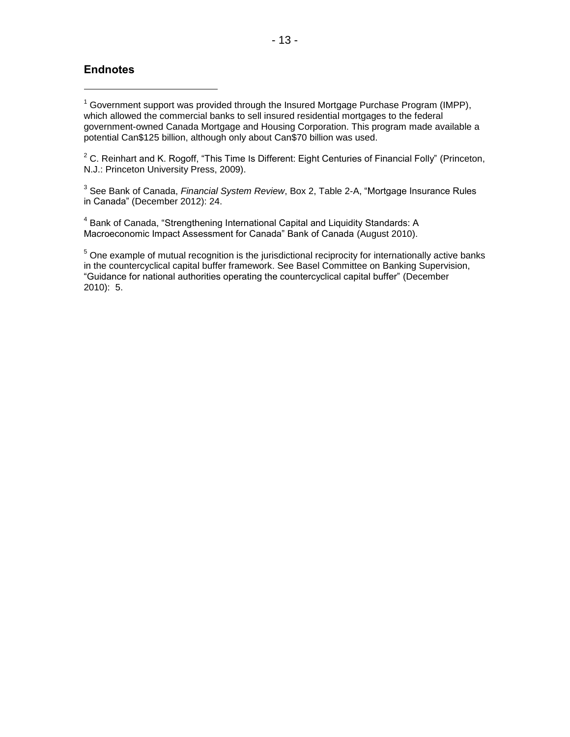## Endnotes

[1] Government support was provided through the Insured Mortgage Purchase Program (IMPP), which allowed the commercial banks to sell insured residential mortgages to the federal government-owned Canada Mortgage and Housing Corporation. This program made available a potential Can$125 billion, although only about Can$70 billion was used.

[2] C. Reinhart and K. Rogoff, "This Time Is Different: Eight Centuries of Financial Folly" (Princeton, N.J.: Princeton University Press, 2009).

[3] See Bank of Canada, *Financial System Review*, Box 2, Table 2-A, "Mortgage Insurance Rules in Canada" (December 2012): 24.

[4] Bank of Canada, "Strengthening International Capital and Liquidity Standards: A Macroeconomic Impact Assessment for Canada" Bank of Canada (August 2010).

[5] One example of mutual recognition is the jurisdictional reciprocity for internationally active banks in the countercyclical capital buffer framework. See Basel Committee on Banking Supervision, "Guidance for national authorities operating the countercyclical capital buffer" (December 2010): 5.